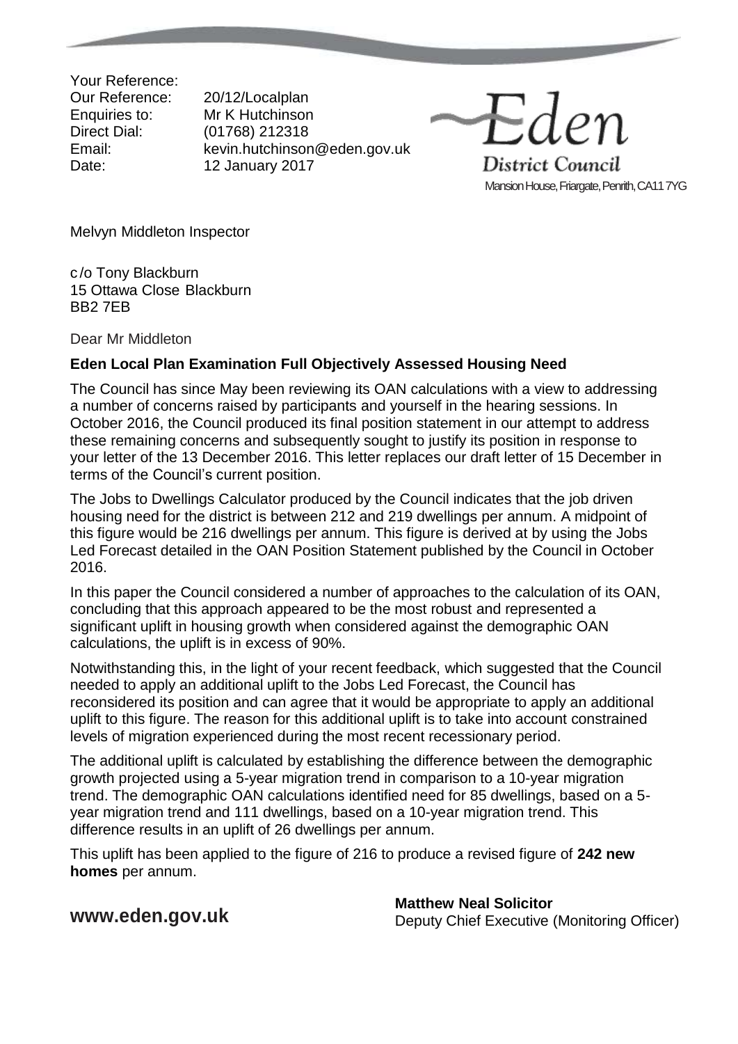Your Reference:
Our Reference: 20/12/Localplan
Enquiries to: Mr K Hutchinson
Direct Dial: (01768) 212318
Email: kevin.hutchinson@eden.gov.uk
Date: 12 January 2017

Eden District Council
Mansion House, Friargate, Penrith, CA11 7YG

Melvyn Middleton Inspector

c/o Tony Blackburn
15 Ottawa Close Blackburn
BB2 7EB

Dear Mr Middleton

**Eden Local Plan Examination Full Objectively Assessed Housing Need**

The Council has since May been reviewing its OAN calculations with a view to addressing a number of concerns raised by participants and yourself in the hearing sessions. In October 2016, the Council produced its final position statement in our attempt to address these remaining concerns and subsequently sought to justify its position in response to your letter of the 13 December 2016. This letter replaces our draft letter of 15 December in terms of the Council's current position.

The Jobs to Dwellings Calculator produced by the Council indicates that the job driven housing need for the district is between 212 and 219 dwellings per annum. A midpoint of this figure would be 216 dwellings per annum. This figure is derived at by using the Jobs Led Forecast detailed in the OAN Position Statement published by the Council in October 2016.

In this paper the Council considered a number of approaches to the calculation of its OAN, concluding that this approach appeared to be the most robust and represented a significant uplift in housing growth when considered against the demographic OAN calculations, the uplift is in excess of 90%.

Notwithstanding this, in the light of your recent feedback, which suggested that the Council needed to apply an additional uplift to the Jobs Led Forecast, the Council has reconsidered its position and can agree that it would be appropriate to apply an additional uplift to this figure. The reason for this additional uplift is to take into account constrained levels of migration experienced during the most recent recessionary period.

The additional uplift is calculated by establishing the difference between the demographic growth projected using a 5-year migration trend in comparison to a 10-year migration trend. The demographic OAN calculations identified need for 85 dwellings, based on a 5-year migration trend and 111 dwellings, based on a 10-year migration trend. This difference results in an uplift of 26 dwellings per annum.

This uplift has been applied to the figure of 216 to produce a revised figure of **242 new homes** per annum.

**www.eden.gov.uk**

**Matthew Neal Solicitor**
Deputy Chief Executive (Monitoring Officer)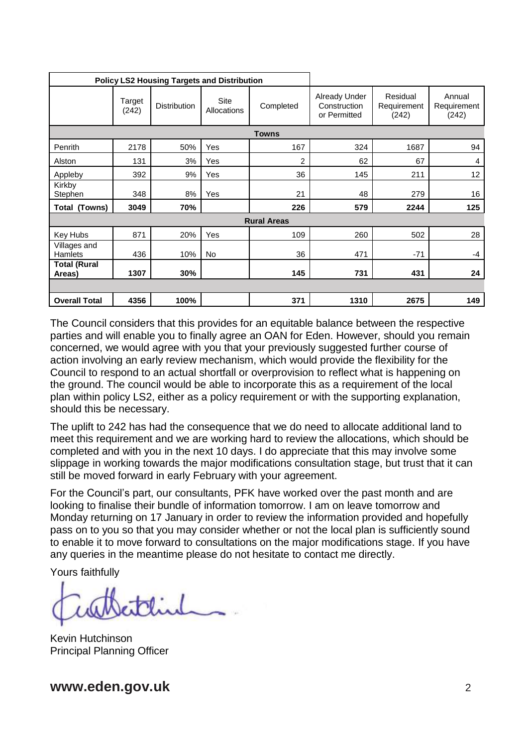| Policy LS2 Housing Targets and Distribution | | | | | | | |
|---|---|---|---|---|---|---|---|
| | Target (242) | Distribution | Site Allocations | Completed | Already Under Construction or Permitted | Residual Requirement (242) | Annual Requirement (242) |
| **Towns** | | | | | | | |
| Penrith | 2178 | 50% | Yes | 167 | 324 | 1687 | 94 |
| Alston | 131 | 3% | Yes | 2 | 62 | 67 | 4 |
| Appleby | 392 | 9% | Yes | 36 | 145 | 211 | 12 |
| Kirkby Stephen | 348 | 8% | Yes | 21 | 48 | 279 | 16 |
| **Total (Towns)** | **3049** | **70%** | | **226** | **579** | **2244** | **125** |
| **Rural Areas** | | | | | | | |
| Key Hubs | 871 | 20% | Yes | 109 | 260 | 502 | 28 |
| Villages and Hamlets | 436 | 10% | No | 36 | 471 | -71 | -4 |
| **Total (Rural Areas)** | **1307** | **30%** | | **145** | **731** | **431** | **24** |
| | | | | | | | |
| **Overall Total** | **4356** | **100%** | | **371** | **1310** | **2675** | **149** |

The Council considers that this provides for an equitable balance between the respective parties and will enable you to finally agree an OAN for Eden. However, should you remain concerned, we would agree with you that your previously suggested further course of action involving an early review mechanism, which would provide the flexibility for the Council to respond to an actual shortfall or overprovision to reflect what is happening on the ground. The council would be able to incorporate this as a requirement of the local plan within policy LS2, either as a policy requirement or with the supporting explanation, should this be necessary.

The uplift to 242 has had the consequence that we do need to allocate additional land to meet this requirement and we are working hard to review the allocations, which should be completed and with you in the next 10 days. I do appreciate that this may involve some slippage in working towards the major modifications consultation stage, but trust that it can still be moved forward in early February with your agreement.

For the Council's part, our consultants, PFK have worked over the past month and are looking to finalise their bundle of information tomorrow. I am on leave tomorrow and Monday returning on 17 January in order to review the information provided and hopefully pass on to you so that you may consider whether or not the local plan is sufficiently sound to enable it to move forward to consultations on the major modifications stage. If you have any queries in the meantime please do not hesitate to contact me directly.

Yours faithfully

Kevin Hutchinson
Principal Planning Officer

**www.eden.gov.uk**